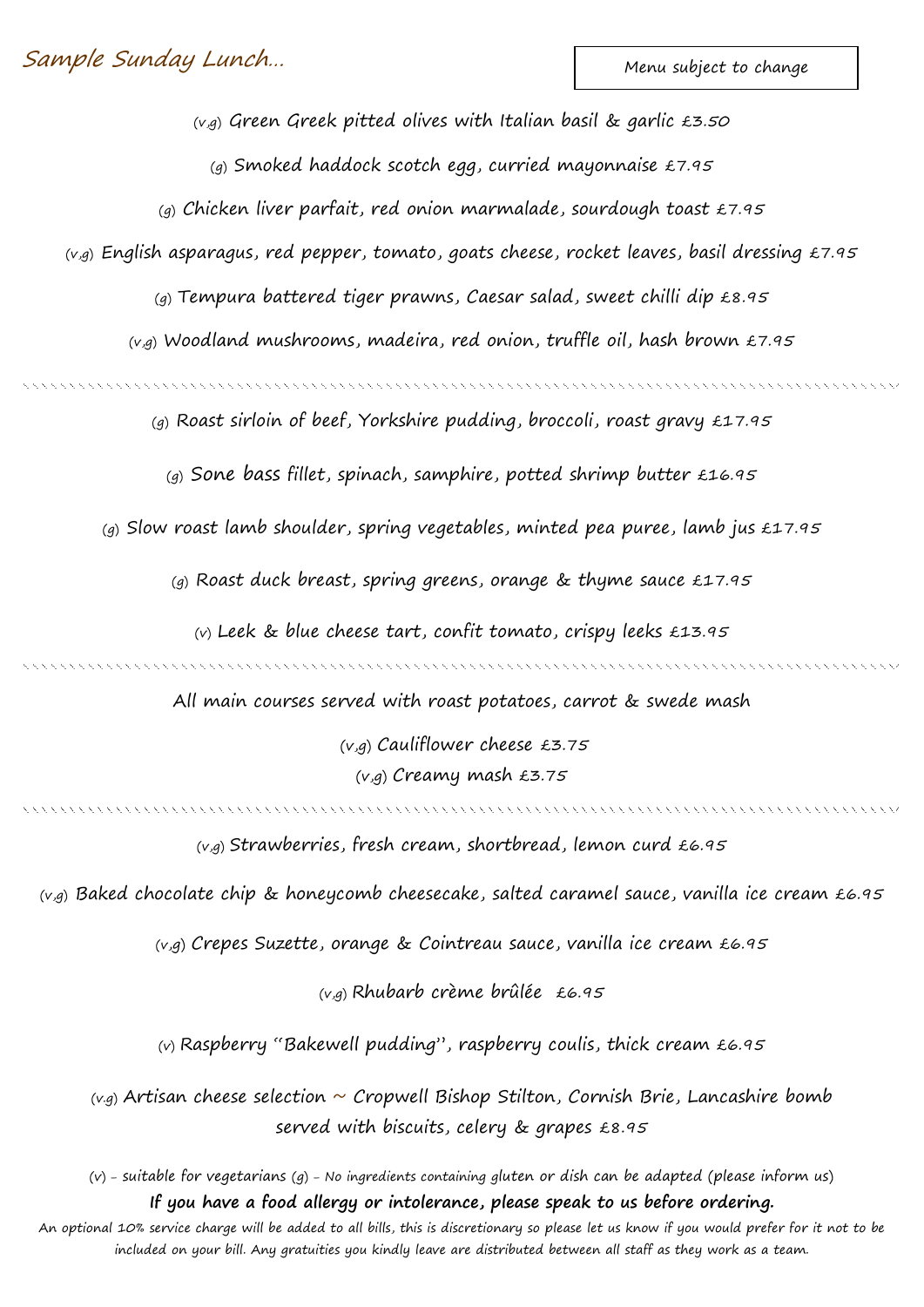# Sample Sunday Lunch…

Menu subject to change

(v,g) Green Greek pitted olives with Italian basil & garlic £3.50

(g) Smoked haddock scotch egg, curried mayonnaise £7.95

(g) Chicken liver parfait, red onion marmalade, sourdough toast £7.95

(v,g) English asparagus, red pepper, tomato, goats cheese, rocket leaves, basil dressing £7.95

(g) Tempura battered tiger prawns, Caesar salad, sweet chilli dip £8.95

(v,g) Woodland mushrooms, madeira, red onion, truffle oil, hash brown £7.95

---

(g) Roast sirloin of beef, Yorkshire pudding, broccoli, roast gravy £17.95

(g) Sone bass fillet, spinach, samphire, potted shrimp butter £16.95

(g) Slow roast lamb shoulder, spring vegetables, minted pea puree, lamb jus £17.95

(g) Roast duck breast, spring greens, orange & thyme sauce £17.95

(v) Leek & blue cheese tart, confit tomato, crispy leeks £13.95

---

All main courses served with roast potatoes, carrot & swede mash

(v,g) Cauliflower cheese £3.75

(v,g) Creamy mash £3.75

---

(v,g) Strawberries, fresh cream, shortbread, lemon curd £6.95

(v,g) Baked chocolate chip & honeycomb cheesecake, salted caramel sauce, vanilla ice cream £6.95

(v,g) Crepes Suzette, orange & Cointreau sauce, vanilla ice cream £6.95

(v,g) Rhubarb crème brûlée £6.95

(v) Raspberry "Bakewell pudding", raspberry coulis, thick cream £6.95

(v,g) Artisan cheese selection ~ Cropwell Bishop Stilton, Cornish Brie, Lancashire bomb served with biscuits, celery & grapes £8.95

(v) - suitable for vegetarians (g) - No ingredients containing gluten or dish can be adapted (please inform us)

**If you have a food allergy or intolerance, please speak to us before ordering.**

An optional 10% service charge will be added to all bills, this is discretionary so please let us know if you would prefer for it not to be included on your bill. Any gratuities you kindly leave are distributed between all staff as they work as a team.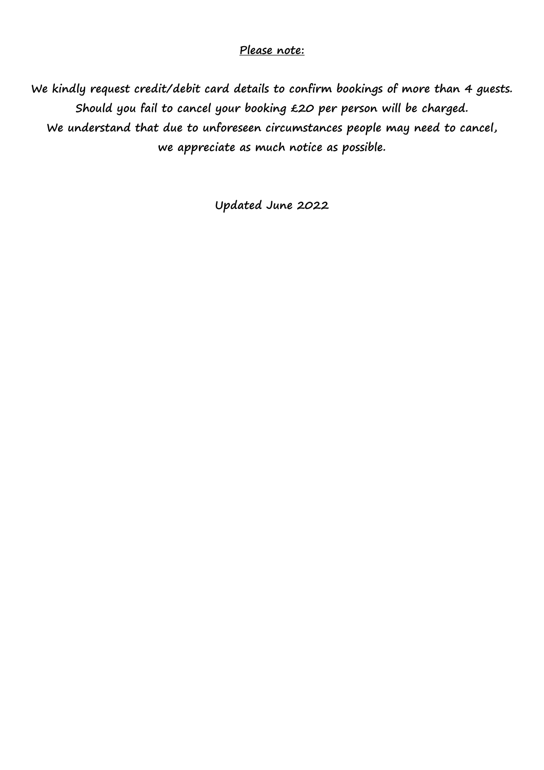**<u>Please note:</u>**

**We kindly request credit/debit card details to confirm bookings of more than 4 guests.**
**Should you fail to cancel your booking £20 per person will be charged.**
**We understand that due to unforeseen circumstances people may need to cancel,**
**we appreciate as much notice as possible.**

**Updated June 2022**